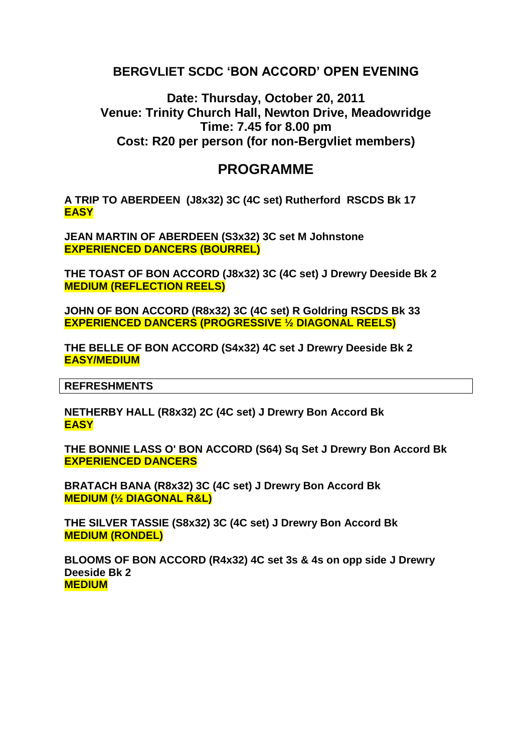# BERGVLIET SCDC 'BON ACCORD' OPEN EVENING

## Date: Thursday, October 20, 2011
## Venue: Trinity Church Hall, Newton Drive, Meadowridge
## Time: 7.45 for 8.00 pm
## Cost: R20 per person (for non-Bergvliet members)

# PROGRAMME

**A TRIP TO ABERDEEN (J8x32) 3C (4C set) Rutherford RSCDS Bk 17**
**EASY**

**JEAN MARTIN OF ABERDEEN (S3x32) 3C set M Johnstone**
**EXPERIENCED DANCERS (BOURREL)**

**THE TOAST OF BON ACCORD (J8x32) 3C (4C set) J Drewry Deeside Bk 2**
**MEDIUM (REFLECTION REELS)**

**JOHN OF BON ACCORD (R8x32) 3C (4C set) R Goldring RSCDS Bk 33**
**EXPERIENCED DANCERS (PROGRESSIVE ½ DIAGONAL REELS)**

**THE BELLE OF BON ACCORD (S4x32) 4C set J Drewry Deeside Bk 2**
**EASY/MEDIUM**

**REFRESHMENTS**

**NETHERBY HALL (R8x32) 2C (4C set) J Drewry Bon Accord Bk**
**EASY**

**THE BONNIE LASS O' BON ACCORD (S64) Sq Set J Drewry Bon Accord Bk**
**EXPERIENCED DANCERS**

**BRATACH BANA (R8x32) 3C (4C set) J Drewry Bon Accord Bk**
**MEDIUM (½ DIAGONAL R&L)**

**THE SILVER TASSIE (S8x32) 3C (4C set) J Drewry Bon Accord Bk**
**MEDIUM (RONDEL)**

**BLOOMS OF BON ACCORD (R4x32) 4C set 3s & 4s on opp side J Drewry Deeside Bk 2**
**MEDIUM**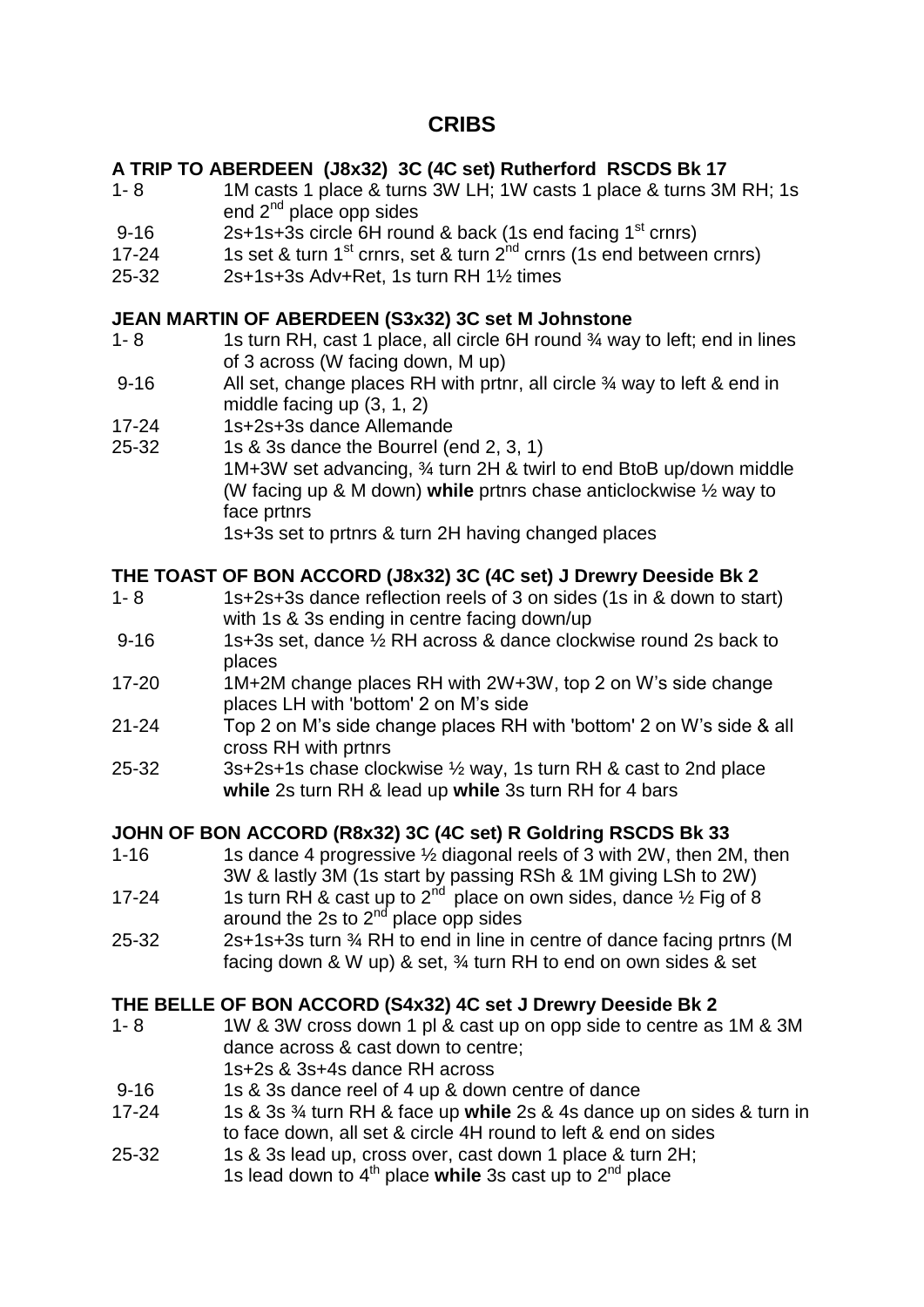# CRIBS

### A TRIP TO ABERDEEN (J8x32) 3C (4C set) Rutherford RSCDS Bk 17

| | |
|---|---|
| 1- 8 | 1M casts 1 place & turns 3W LH; 1W casts 1 place & turns 3M RH; 1s end 2nd place opp sides |
| 9-16 | 2s+1s+3s circle 6H round & back (1s end facing 1st crnrs) |
| 17-24 | 1s set & turn 1st crnrs, set & turn 2nd crnrs (1s end between crnrs) |
| 25-32 | 2s+1s+3s Adv+Ret, 1s turn RH 1½ times |

### JEAN MARTIN OF ABERDEEN (S3x32) 3C set M Johnstone

| | |
|---|---|
| 1- 8 | 1s turn RH, cast 1 place, all circle 6H round ¾ way to left; end in lines of 3 across (W facing down, M up) |
| 9-16 | All set, change places RH with prtnr, all circle ¾ way to left & end in middle facing up (3, 1, 2) |
| 17-24 | 1s+2s+3s dance Allemande |
| 25-32 | 1s & 3s dance the Bourrel (end 2, 3, 1)<br>1M+3W set advancing, ¾ turn 2H & twirl to end BtoB up/down middle (W facing up & M down) **while** prtnrs chase anticlockwise ½ way to face prtnrs<br>1s+3s set to prtnrs & turn 2H having changed places |

### THE TOAST OF BON ACCORD (J8x32) 3C (4C set) J Drewry Deeside Bk 2

| | |
|---|---|
| 1- 8 | 1s+2s+3s dance reflection reels of 3 on sides (1s in & down to start) with 1s & 3s ending in centre facing down/up |
| 9-16 | 1s+3s set, dance ½ RH across & dance clockwise round 2s back to places |
| 17-20 | 1M+2M change places RH with 2W+3W, top 2 on W's side change places LH with 'bottom' 2 on M's side |
| 21-24 | Top 2 on M's side change places RH with 'bottom' 2 on W's side & all cross RH with prtnrs |
| 25-32 | 3s+2s+1s chase clockwise ½ way, 1s turn RH & cast to 2nd place **while** 2s turn RH & lead up **while** 3s turn RH for 4 bars |

### JOHN OF BON ACCORD (R8x32) 3C (4C set) R Goldring RSCDS Bk 33

| | |
|---|---|
| 1-16 | 1s dance 4 progressive ½ diagonal reels of 3 with 2W, then 2M, then 3W & lastly 3M (1s start by passing RSh & 1M giving LSh to 2W) |
| 17-24 | 1s turn RH & cast up to 2nd place on own sides, dance ½ Fig of 8 around the 2s to 2nd place opp sides |
| 25-32 | 2s+1s+3s turn ¾ RH to end in line in centre of dance facing prtnrs (M facing down & W up) & set, ¾ turn RH to end on own sides & set |

### THE BELLE OF BON ACCORD (S4x32) 4C set J Drewry Deeside Bk 2

| | |
|---|---|
| 1- 8 | 1W & 3W cross down 1 pl & cast up on opp side to centre as 1M & 3M dance across & cast down to centre;<br>1s+2s & 3s+4s dance RH across |
| 9-16 | 1s & 3s dance reel of 4 up & down centre of dance |
| 17-24 | 1s & 3s ¾ turn RH & face up **while** 2s & 4s dance up on sides & turn in to face down, all set & circle 4H round to left & end on sides |
| 25-32 | 1s & 3s lead up, cross over, cast down 1 place & turn 2H;<br>1s lead down to 4th place **while** 3s cast up to 2nd place |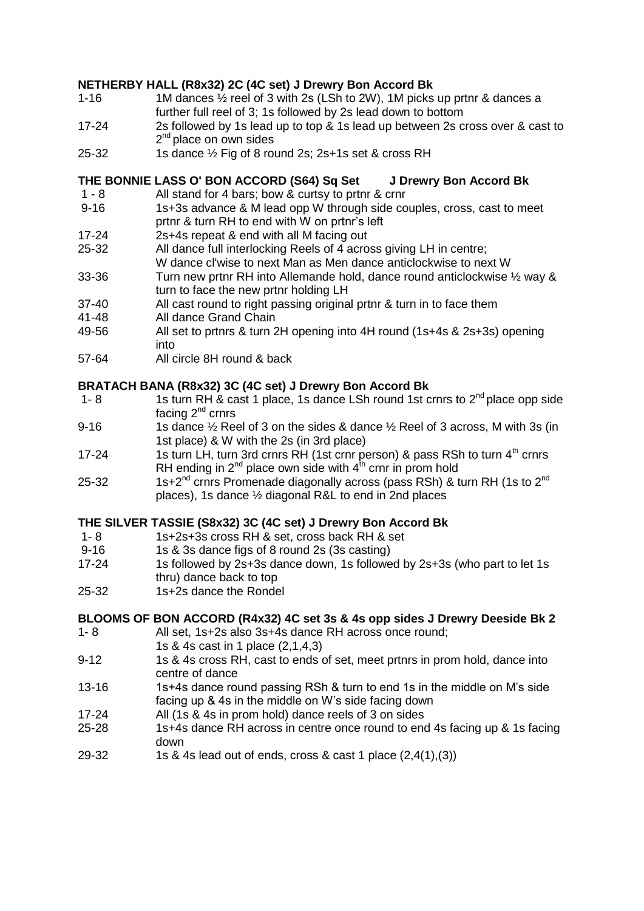**NETHERBY HALL (R8x32) 2C (4C set) J Drewry Bon Accord Bk**

| | |
|---|---|
| 1-16 | 1M dances ½ reel of 3 with 2s (LSh to 2W), 1M picks up prtnr & dances a further full reel of 3; 1s followed by 2s lead down to bottom |
| 17-24 | 2s followed by 1s lead up to top & 1s lead up between 2s cross over & cast to 2nd place on own sides |
| 25-32 | 1s dance ½ Fig of 8 round 2s; 2s+1s set & cross RH |

**THE BONNIE LASS O' BON ACCORD (S64) Sq Set J Drewry Bon Accord Bk**

| | |
|---|---|
| 1 - 8 | All stand for 4 bars; bow & curtsy to prtnr & crnr |
| 9-16 | 1s+3s advance & M lead opp W through side couples, cross, cast to meet prtnr & turn RH to end with W on prtnr's left |
| 17-24 | 2s+4s repeat & end with all M facing out |
| 25-32 | All dance full interlocking Reels of 4 across giving LH in centre; W dance cl'wise to next Man as Men dance anticlockwise to next W |
| 33-36 | Turn new prtnr RH into Allemande hold, dance round anticlockwise ½ way & turn to face the new prtnr holding LH |
| 37-40 | All cast round to right passing original prtnr & turn in to face them |
| 41-48 | All dance Grand Chain |
| 49-56 | All set to prtnrs & turn 2H opening into 4H round (1s+4s & 2s+3s) opening into |
| 57-64 | All circle 8H round & back |

**BRATACH BANA (R8x32) 3C (4C set) J Drewry Bon Accord Bk**

| | |
|---|---|
| 1- 8 | 1s turn RH & cast 1 place, 1s dance LSh round 1st crnrs to 2nd place opp side facing 2nd crnrs |
| 9-16 | 1s dance ½ Reel of 3 on the sides & dance ½ Reel of 3 across, M with 3s (in 1st place) & W with the 2s (in 3rd place) |
| 17-24 | 1s turn LH, turn 3rd crnrs RH (1st crnr person) & pass RSh to turn 4th crnrs RH ending in 2nd place own side with 4th crnr in prom hold |
| 25-32 | 1s+2nd crnrs Promenade diagonally across (pass RSh) & turn RH (1s to 2nd places), 1s dance ½ diagonal R&L to end in 2nd places |

**THE SILVER TASSIE (S8x32) 3C (4C set) J Drewry Bon Accord Bk**

| | |
|---|---|
| 1- 8 | 1s+2s+3s cross RH & set, cross back RH & set |
| 9-16 | 1s & 3s dance figs of 8 round 2s (3s casting) |
| 17-24 | 1s dance down, 1s followed by 2s+3s (who part to let 1s thru) dance back to top |
| 25-32 | 1s+2s dance the Rondel |

**BLOOMS OF BON ACCORD (R4x32) 4C set 3s & 4s opp sides J Drewry Deeside Bk 2**

| | |
|---|---|
| 1- 8 | All set, 1s+2s also 3s+4s dance RH across once round; 1s & 4s cast in 1 place (2,1,4,3) |
| 9-12 | 1s & 4s cross RH, cast to ends of set, meet prtnrs in prom hold, dance into centre of dance |
| 13-16 | 1s+4s dance round passing RSh & turn to end 1s in the middle on M's side facing up & 4s in the middle on W's side facing down |
| 17-24 | All (1s & 4s in prom hold) dance reels of 3 on sides |
| 25-28 | 1s+4s dance RH across in centre once round to end 4s facing up & 1s facing down |
| 29-32 | 1s & 4s lead out of ends, cross & cast 1 place (2,4(1),(3)) |